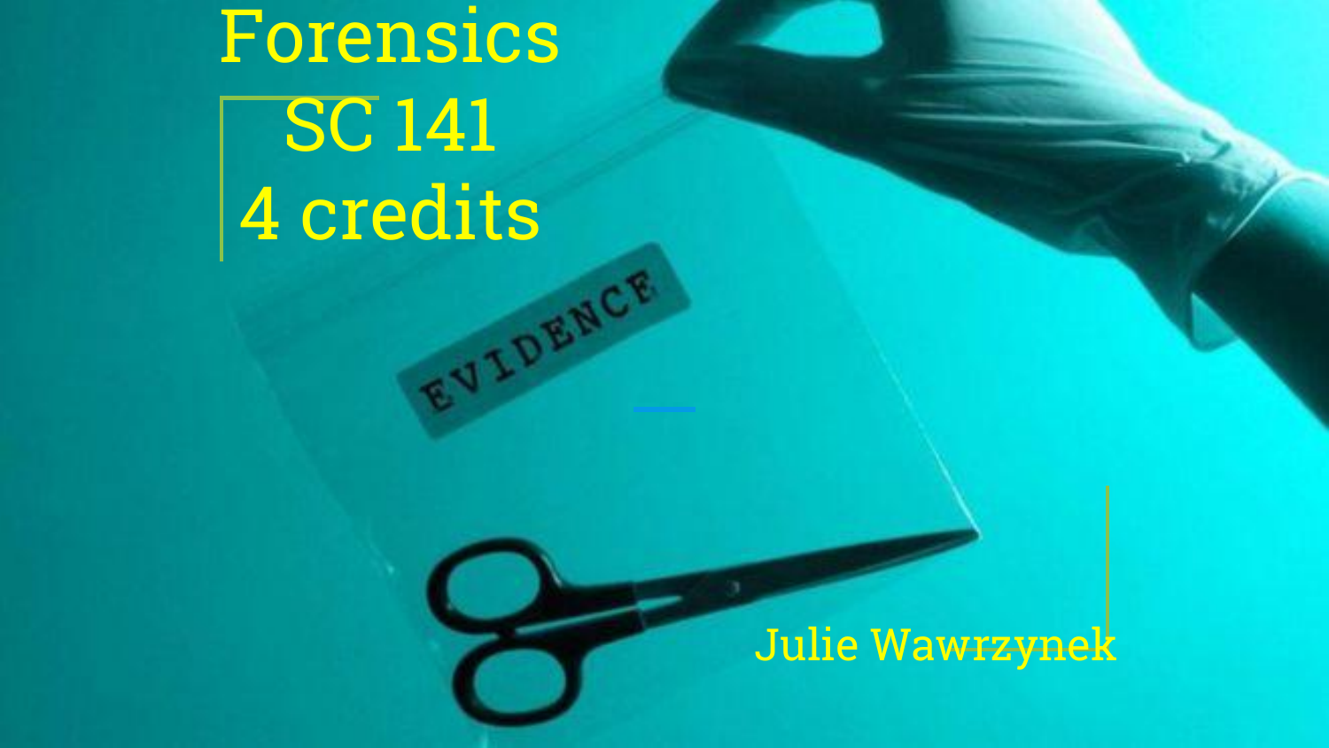# Forensics

## SC 141
## 4 credits

Julie Wawrzynek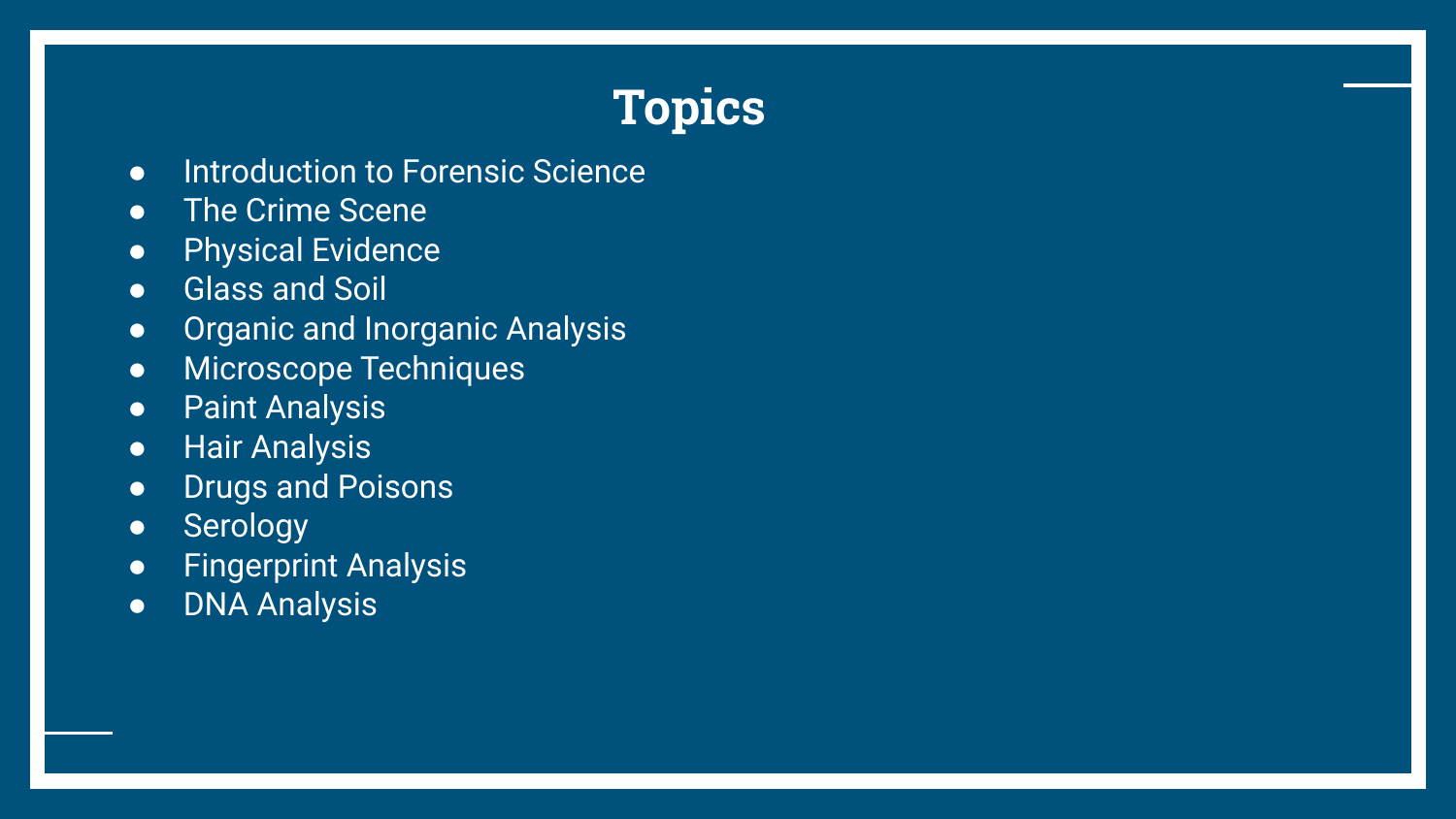# Topics

- Introduction to Forensic Science
- The Crime Scene
- Physical Evidence
- Glass and Soil
- Organic and Inorganic Analysis
- Microscope Techniques
- Paint Analysis
- Hair Analysis
- Drugs and Poisons
- Serology
- Fingerprint Analysis
- DNA Analysis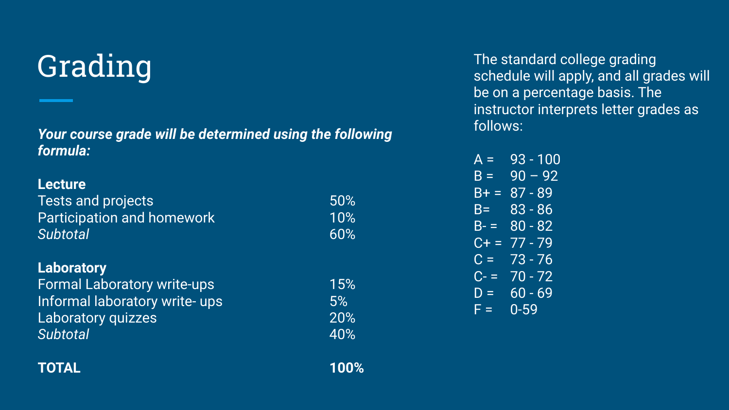# Grading

***Your course grade will be determined using the following formula:***

| | |
|---|---|
| **Lecture** | |
| Tests and projects | 50% |
| Participation and homework | 10% |
| *Subtotal* | 60% |
| **Laboratory** | |
| Formal Laboratory write-ups | 15% |
| Informal laboratory write- ups | 5% |
| Laboratory quizzes | 20% |
| *Subtotal* | 40% |
| **TOTAL** | **100%** |

The standard college grading schedule will apply, and all grades will be on a percentage basis. The instructor interprets letter grades as follows:

A = 93 - 100
B = 90 – 92
B+ = 87 - 89
B= 83 - 86
B- = 80 - 82
C+ = 77 - 79
C = 73 - 76
C- = 70 - 72
D = 60 - 69
F = 0-59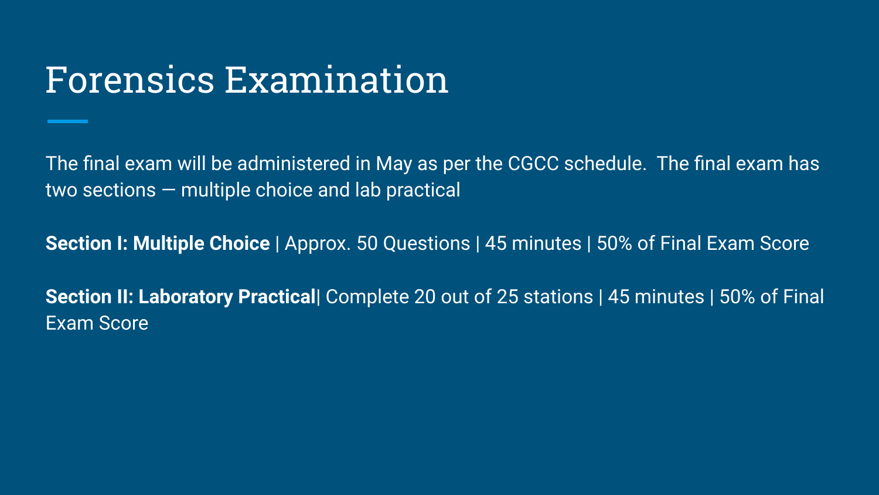# Forensics Examination

The final exam will be administered in May as per the CGCC schedule.  The final exam has two sections — multiple choice and lab practical

**Section I: Multiple Choice** | Approx. 50 Questions | 45 minutes | 50% of Final Exam Score

**Section II: Laboratory Practical**| Complete 20 out of 25 stations | 45 minutes | 50% of Final Exam Score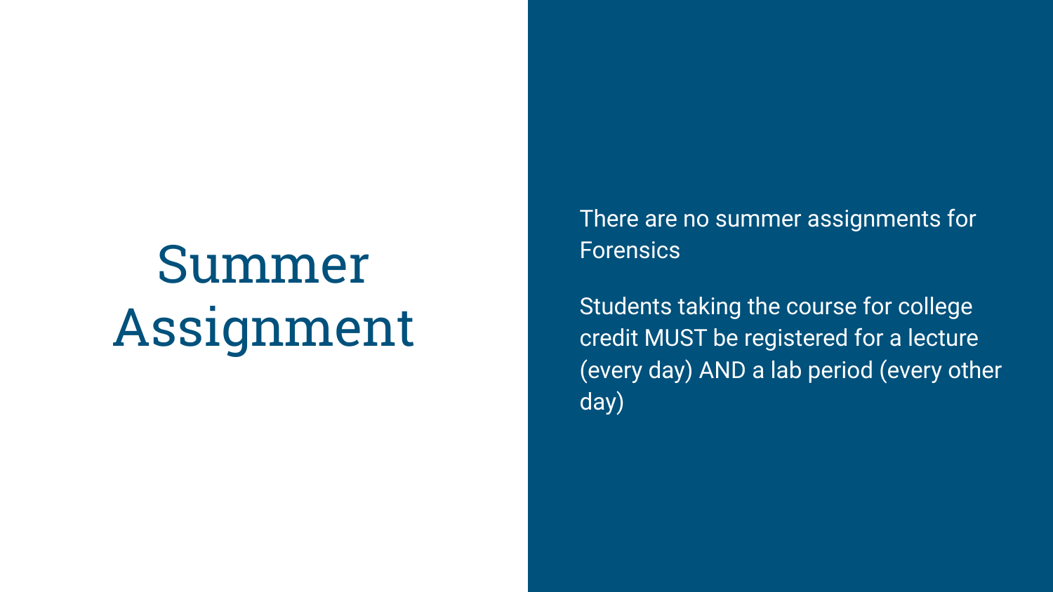# Summer Assignment

There are no summer assignments for Forensics

Students taking the course for college credit MUST be registered for a lecture (every day) AND a lab period (every other day)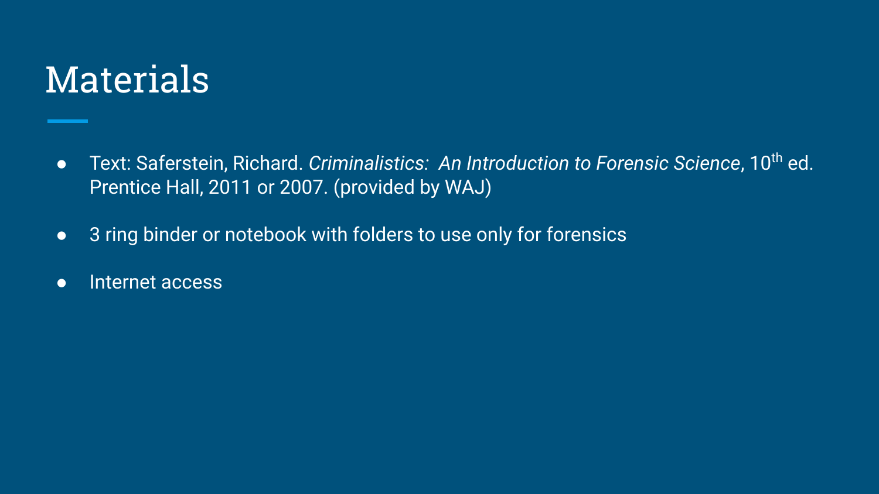# Materials

- Text: Saferstein, Richard. *Criminalistics: An Introduction to Forensic Science*, $10^{th}$ ed. Prentice Hall, 2011 or 2007. (provided by WAJ)
- 3 ring binder or notebook with folders to use only for forensics
- Internet access